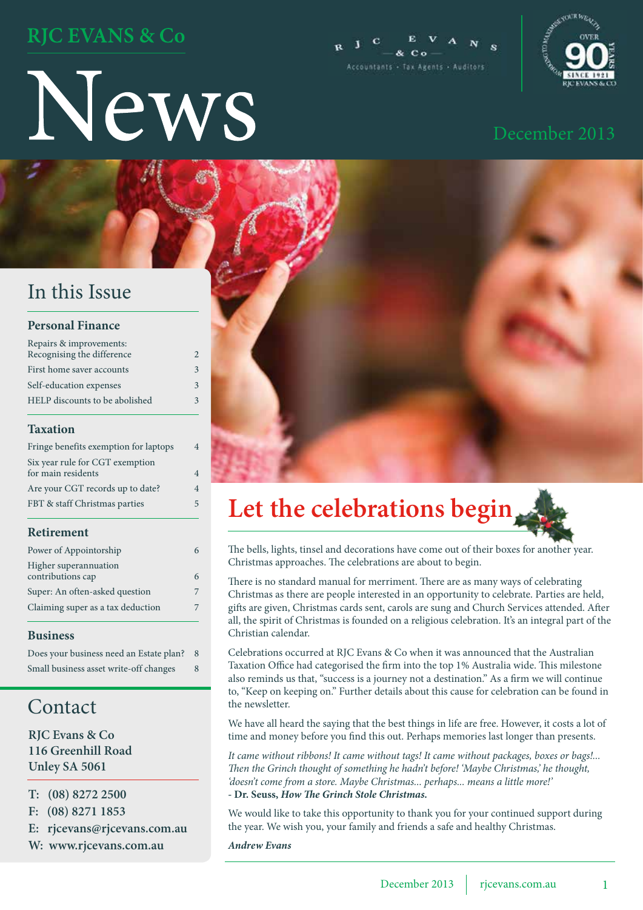RJC EVANS & Co

# News

RJC EVANS & Co — Accountants · Tax Agents · Auditors

Over 90 Years Since 1921 RJC Evans & Co

December 2013

## In this Issue

### Personal Finance

| | |
|---|---|
| Repairs & improvements: Recognising the difference | 2 |
| First home saver accounts | 3 |
| Self-education expenses | 3 |
| HELP discounts to be abolished | 3 |

### Taxation

| | |
|---|---|
| Fringe benefits exemption for laptops | 4 |
| Six year rule for CGT exemption for main residents | 4 |
| Are your CGT records up to date? | 4 |
| FBT & staff Christmas parties | 5 |

### Retirement

| | |
|---|---|
| Power of Appointorship | 6 |
| Higher superannuation contributions cap | 6 |
| Super: An often-asked question | 7 |
| Claiming super as a tax deduction | 7 |

### Business

| | |
|---|---|
| Does your business need an Estate plan? | 8 |
| Small business asset write-off changes | 8 |

## Contact

**RJC Evans & Co**
**116 Greenhill Road**
**Unley SA 5061**

**T: (08) 8272 2500**
**F: (08) 8271 1853**
**E: rjcevans@rjcevans.com.au**
**W: www.rjcevans.com.au**

# Let the celebrations begin

The bells, lights, tinsel and decorations have come out of their boxes for another year. Christmas approaches. The celebrations are about to begin.

There is no standard manual for merriment. There are as many ways of celebrating Christmas as there are people interested in an opportunity to celebrate. Parties are held, gifts are given, Christmas cards sent, carols are sung and Church Services attended. After all, the spirit of Christmas is founded on a religious celebration. It's an integral part of the Christian calendar.

Celebrations occurred at RJC Evans & Co when it was announced that the Australian Taxation Office had categorised the firm into the top 1% Australia wide. This milestone also reminds us that, "success is a journey not a destination." As a firm we will continue to, "Keep on keeping on." Further details about this cause for celebration can be found in the newsletter.

We have all heard the saying that the best things in life are free. However, it costs a lot of time and money before you find this out. Perhaps memories last longer than presents.

*It came without ribbons! It came without tags! It came without packages, boxes or bags!... Then the Grinch thought of something he hadn't before! 'Maybe Christmas,' he thought, 'doesn't come from a store. Maybe Christmas... perhaps... means a little more!'*
**- Dr. Seuss, *How The Grinch Stole Christmas.***

We would like to take this opportunity to thank you for your continued support during the year. We wish you, your family and friends a safe and healthy Christmas.

***Andrew Evans***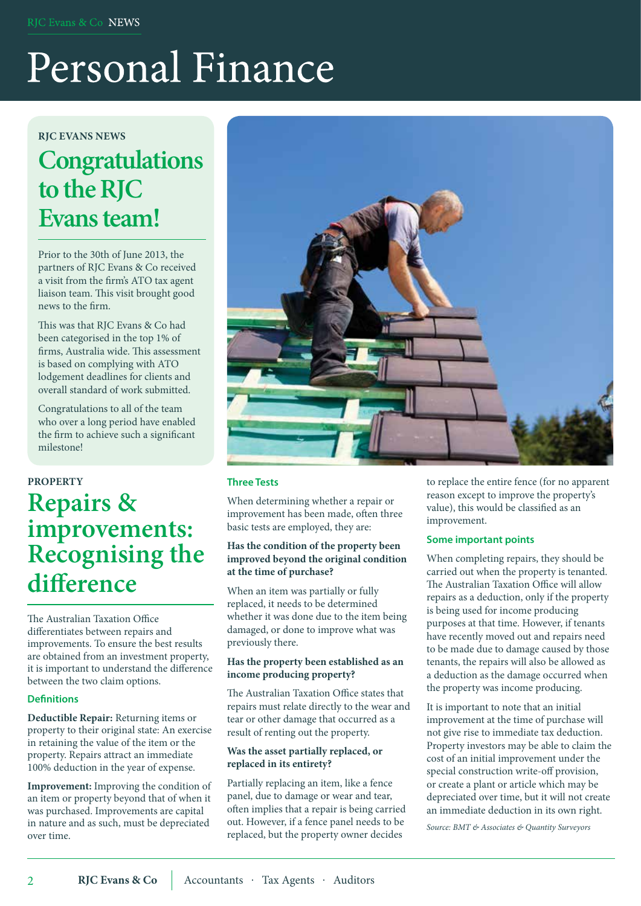# Personal Finance

RJC EVANS NEWS

## Congratulations to the RJC Evans team!

Prior to the 30th of June 2013, the partners of RJC Evans & Co received a visit from the firm's ATO tax agent liaison team. This visit brought good news to the firm.

This was that RJC Evans & Co had been categorised in the top 1% of firms, Australia wide. This assessment is based on complying with ATO lodgement deadlines for clients and overall standard of work submitted.

Congratulations to all of the team who over a long period have enabled the firm to achieve such a significant milestone!

PROPERTY

## Repairs & improvements: Recognising the difference

The Australian Taxation Office differentiates between repairs and improvements. To ensure the best results are obtained from an investment property, it is important to understand the difference between the two claim options.

### Definitions

**Deductible Repair:** Returning items or property to their original state: An exercise in retaining the value of the item or the property. Repairs attract an immediate 100% deduction in the year of expense.

**Improvement:** Improving the condition of an item or property beyond that of when it was purchased. Improvements are capital in nature and as such, must be depreciated over time.

### Three Tests

When determining whether a repair or improvement has been made, often three basic tests are employed, they are:

**Has the condition of the property been improved beyond the original condition at the time of purchase?**

When an item was partially or fully replaced, it needs to be determined whether it was done due to the item being damaged, or done to improve what was previously there.

**Has the property been established as an income producing property?**

The Australian Taxation Office states that repairs must relate directly to the wear and tear or other damage that occurred as a result of renting out the property.

**Was the asset partially replaced, or replaced in its entirety?**

Partially replacing an item, like a fence panel, due to damage or wear and tear, often implies that a repair is being carried out. However, if a fence panel needs to be replaced, but the property owner decides to replace the entire fence (for no apparent reason except to improve the property's value), this would be classified as an improvement.

### Some important points

When completing repairs, they should be carried out when the property is tenanted. The Australian Taxation Office will allow repairs as a deduction, only if the property is being used for income producing purposes at that time. However, if tenants have recently moved out and repairs need to be made due to damage caused by those tenants, the repairs will also be allowed as a deduction as the damage occurred when the property was income producing.

It is important to note that an initial improvement at the time of purchase will not give rise to immediate tax deduction. Property investors may be able to claim the cost of an initial improvement under the special construction write-off provision, or create a plant or article which may be depreciated over time, but it will not create an immediate deduction in its own right.

*Source: BMT & Associates & Quantity Surveyors*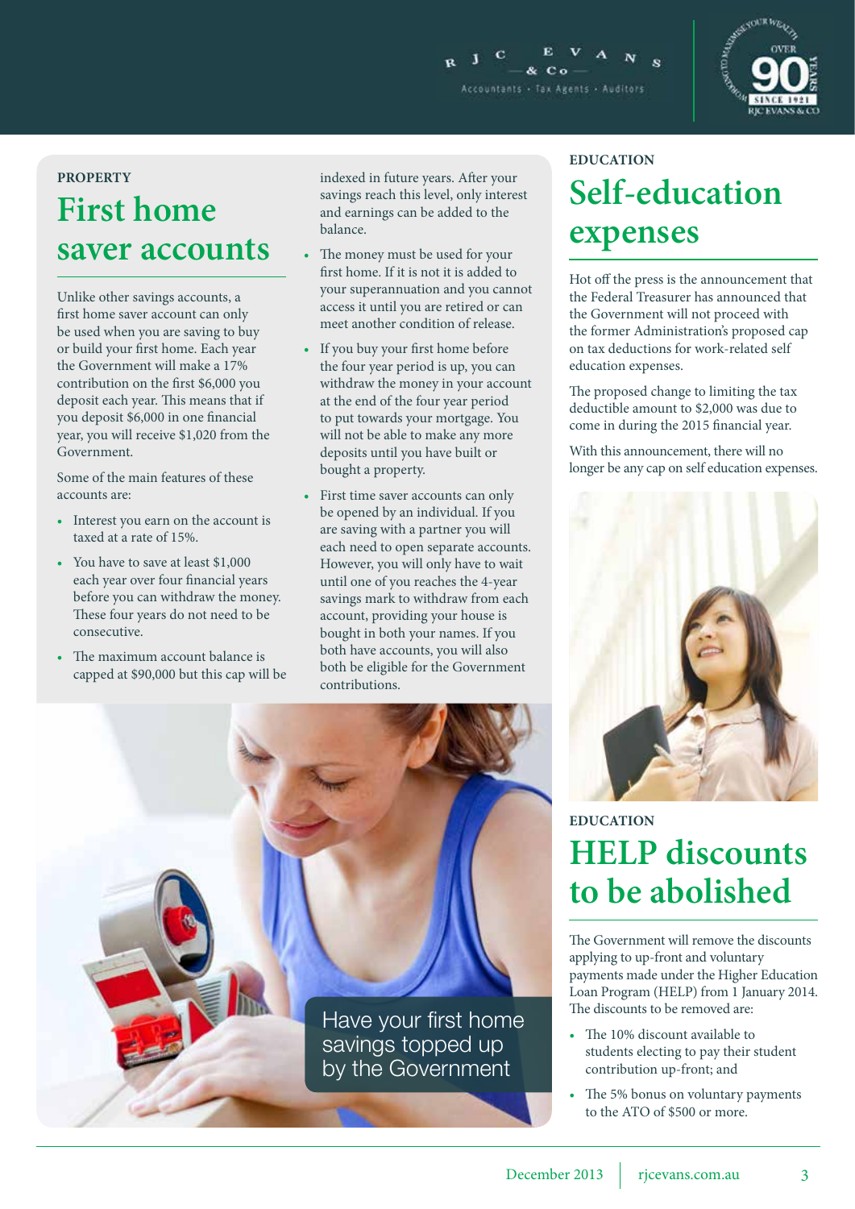PROPERTY

# First home saver accounts

Unlike other savings accounts, a first home saver account can only be used when you are saving to buy or build your first home. Each year the Government will make a 17% contribution on the first $6,000 you deposit each year. This means that if you deposit $6,000 in one financial year, you will receive $1,020 from the Government.

Some of the main features of these accounts are:

- Interest you earn on the account is taxed at a rate of 15%.
- You have to save at least $1,000 each year over four financial years before you can withdraw the money. These four years do not need to be consecutive.
- The maximum account balance is capped at $90,000 but this cap will be indexed in future years. After your savings reach this level, only interest and earnings can be added to the balance.
- The money must be used for your first home. If it is not it is added to your superannuation and you cannot access it until you are retired or can meet another condition of release.
- If you buy your first home before the four year period is up, you can withdraw the money in your account at the end of the four year period to put towards your mortgage. You will not be able to make any more deposits until you have built or bought a property.
- First time saver accounts can only be opened by an individual. If you are saving with a partner you will each need to open separate accounts. However, you will only have to wait until one of you reaches the 4-year savings mark to withdraw from each account, providing your house is bought in both your names. If you both have accounts, you will also both be eligible for the Government contributions.

Have your first home savings topped up by the Government

EDUCATION

# Self-education expenses

Hot off the press is the announcement that the Federal Treasurer has announced that the Government will not proceed with the former Administration's proposed cap on tax deductions for work-related self education expenses.

The proposed change to limiting the tax deductible amount to $2,000 was due to come in during the 2015 financial year.

With this announcement, there will no longer be any cap on self education expenses.

EDUCATION

# HELP discounts to be abolished

The Government will remove the discounts applying to up-front and voluntary payments made under the Higher Education Loan Program (HELP) from 1 January 2014. The discounts to be removed are:

- The 10% discount available to students electing to pay their student contribution up-front; and
- The 5% bonus on voluntary payments to the ATO of $500 or more.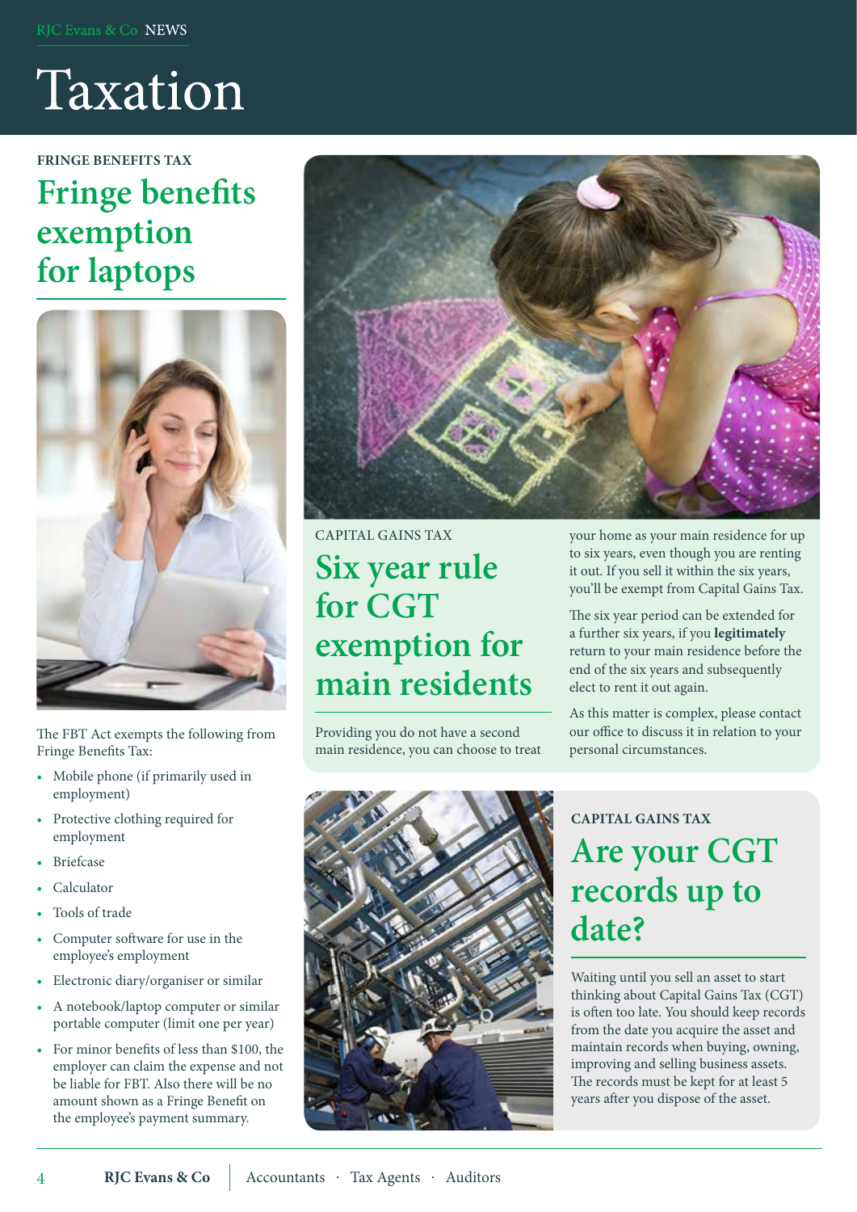# Taxation

FRINGE BENEFITS TAX

## Fringe benefits exemption for laptops

The FBT Act exempts the following from Fringe Benefits Tax:

- Mobile phone (if primarily used in employment)
- Protective clothing required for employment
- Briefcase
- Calculator
- Tools of trade
- Computer software for use in the employee's employment
- Electronic diary/organiser or similar
- A notebook/laptop computer or similar portable computer (limit one per year)
- For minor benefits of less than $100, the employer can claim the expense and not be liable for FBT. Also there will be no amount shown as a Fringe Benefit on the employee's payment summary.

CAPITAL GAINS TAX

## Six year rule for CGT exemption for main residents

Providing you do not have a second main residence, you can choose to treat your home as your main residence for up to six years, even though you are renting it out. If you sell it within the six years, you'll be exempt from Capital Gains Tax.

The six year period can be extended for a further six years, if you **legitimately** return to your main residence before the end of the six years and subsequently elect to rent it out again.

As this matter is complex, please contact our office to discuss it in relation to your personal circumstances.

CAPITAL GAINS TAX

## Are your CGT records up to date?

Waiting until you sell an asset to start thinking about Capital Gains Tax (CGT) is often too late. You should keep records from the date you acquire the asset and maintain records when buying, owning, improving and selling business assets. The records must be kept for at least 5 years after you dispose of the asset.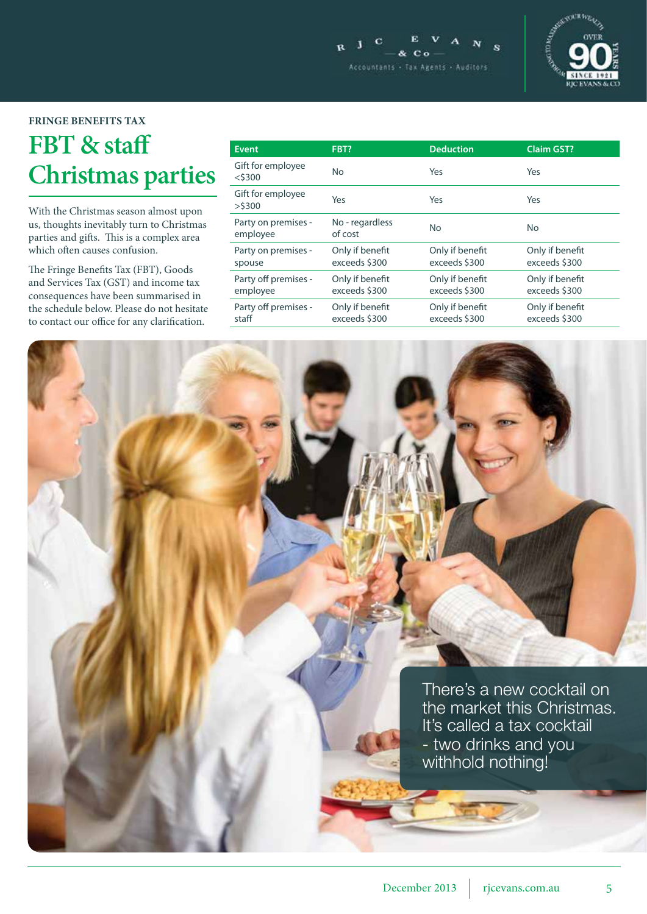FRINGE BENEFITS TAX

# FBT & staff Christmas parties

With the Christmas season almost upon us, thoughts inevitably turn to Christmas parties and gifts. This is a complex area which often causes confusion.

The Fringe Benefits Tax (FBT), Goods and Services Tax (GST) and income tax consequences have been summarised in the schedule below. Please do not hesitate to contact our office for any clarification.

| Event | FBT? | Deduction | Claim GST? |
|---|---|---|---|
| Gift for employee <$300 | No | Yes | Yes |
| Gift for employee >$300 | Yes | Yes | Yes |
| Party on premises - employee | No - regardless of cost | No | No |
| Party on premises - spouse | Only if benefit exceeds $300 | Only if benefit exceeds $300 | Only if benefit exceeds $300 |
| Party off premises - employee | Only if benefit exceeds $300 | Only if benefit exceeds $300 | Only if benefit exceeds $300 |
| Party off premises - staff | Only if benefit exceeds $300 | Only if benefit exceeds $300 | Only if benefit exceeds $300 |

There's a new cocktail on the market this Christmas. It's called a tax cocktail - two drinks and you withhold nothing!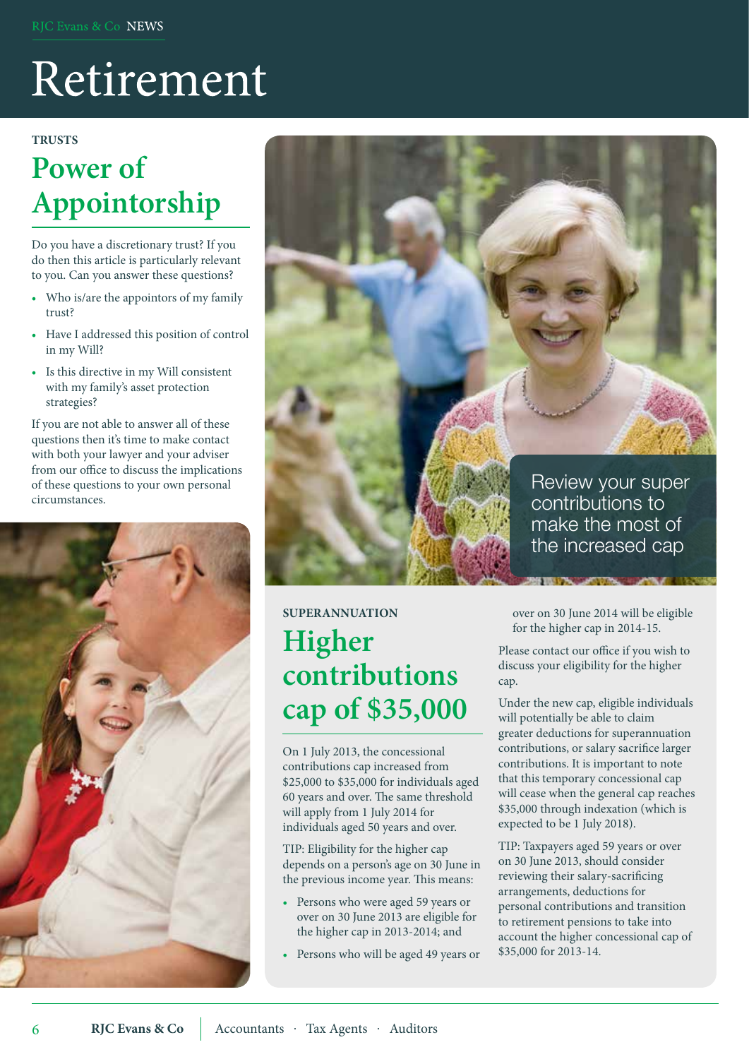# Retirement

TRUSTS

## Power of Appointorship

Do you have a discretionary trust? If you do then this article is particularly relevant to you. Can you answer these questions?

- Who is/are the appointors of my family trust?
- Have I addressed this position of control in my Will?
- Is this directive in my Will consistent with my family's asset protection strategies?

If you are not able to answer all of these questions then it's time to make contact with both your lawyer and your adviser from our office to discuss the implications of these questions to your own personal circumstances.

Review your super contributions to make the most of the increased cap

SUPERANNUATION

## Higher contributions cap of $35,000

On 1 July 2013, the concessional contributions cap increased from $25,000 to $35,000 for individuals aged 60 years and over. The same threshold will apply from 1 July 2014 for individuals aged 50 years and over.

TIP: Eligibility for the higher cap depends on a person's age on 30 June in the previous income year. This means:

- Persons who were aged 59 years or over on 30 June 2013 are eligible for the higher cap in 2013-2014; and
- Persons who will be aged 49 years or over on 30 June 2014 will be eligible for the higher cap in 2014-15.

Please contact our office if you wish to discuss your eligibility for the higher cap.

Under the new cap, eligible individuals will potentially be able to claim greater deductions for superannuation contributions, or salary sacrifice larger contributions. It is important to note that this temporary concessional cap will cease when the general cap reaches $35,000 through indexation (which is expected to be 1 July 2018).

TIP: Taxpayers aged 59 years or over on 30 June 2013, should consider reviewing their salary-sacrificing arrangements, deductions for personal contributions and transition to retirement pensions to take into account the higher concessional cap of $35,000 for 2013-14.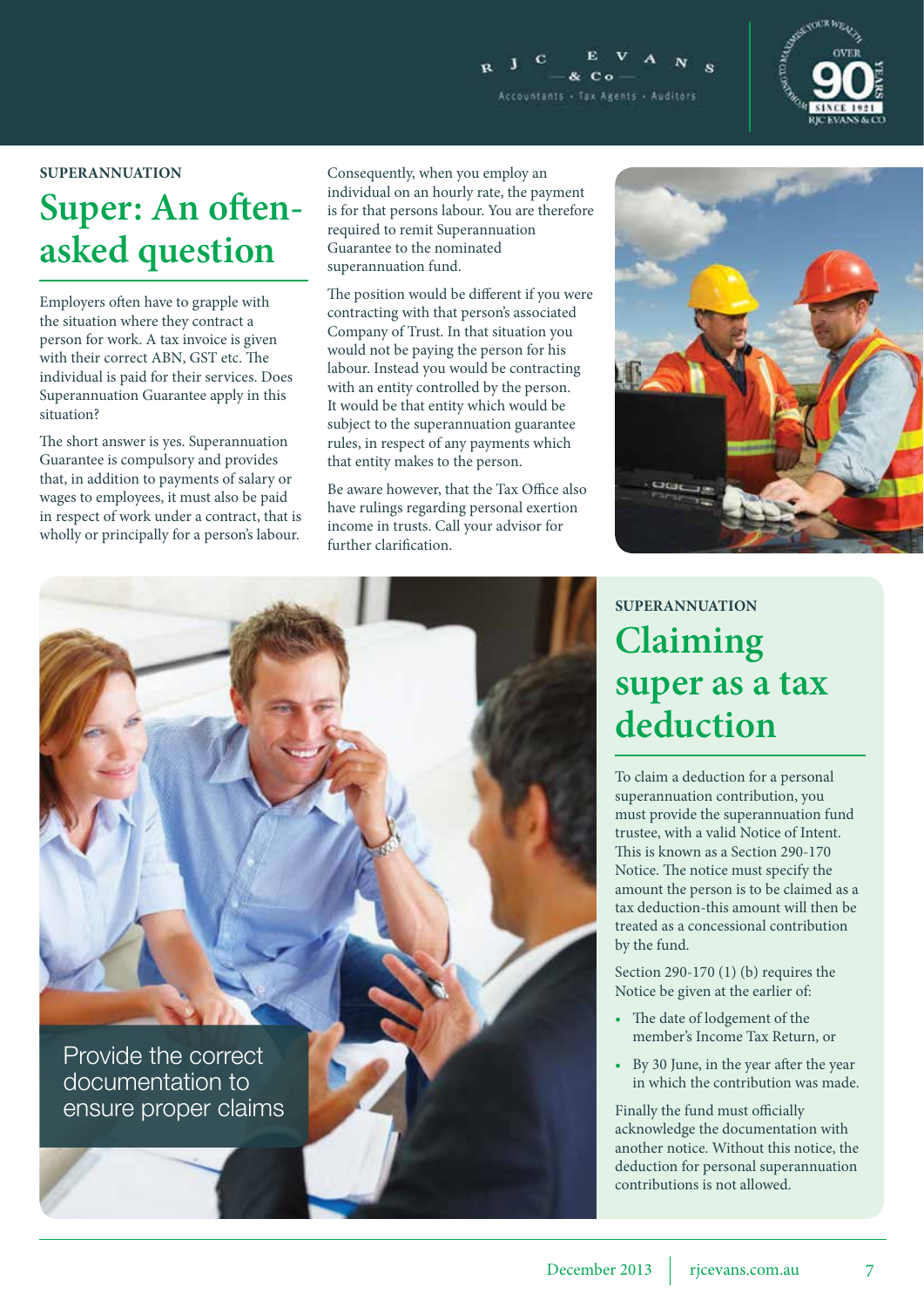SUPERANNUATION

# Super: An often-asked question

Employers often have to grapple with the situation where they contract a person for work. A tax invoice is given with their correct ABN, GST etc. The individual is paid for their services. Does Superannuation Guarantee apply in this situation?

The short answer is yes. Superannuation Guarantee is compulsory and provides that, in addition to payments of salary or wages to employees, it must also be paid in respect of work under a contract, that is wholly or principally for a person's labour.

Consequently, when you employ an individual on an hourly rate, the payment is for that persons labour. You are therefore required to remit Superannuation Guarantee to the nominated superannuation fund.

The position would be different if you were contracting with that person's associated Company of Trust. In that situation you would not be paying the person for his labour. Instead you would be contracting with an entity controlled by the person. It would be that entity which would be subject to the superannuation guarantee rules, in respect of any payments which that entity makes to the person.

Be aware however, that the Tax Office also have rulings regarding personal exertion income in trusts. Call your advisor for further clarification.

Provide the correct documentation to ensure proper claims

SUPERANNUATION

# Claiming super as a tax deduction

To claim a deduction for a personal superannuation contribution, you must provide the superannuation fund trustee, with a valid Notice of Intent. This is known as a Section 290-170 Notice. The notice must specify the amount the person is to be claimed as a tax deduction-this amount will then be treated as a concessional contribution by the fund.

Section 290-170 (1) (b) requires the Notice be given at the earlier of:

- The date of lodgement of the member's Income Tax Return, or
- By 30 June, in the year after the year in which the contribution was made.

Finally the fund must officially acknowledge the documentation with another notice. Without this notice, the deduction for personal superannuation contributions is not allowed.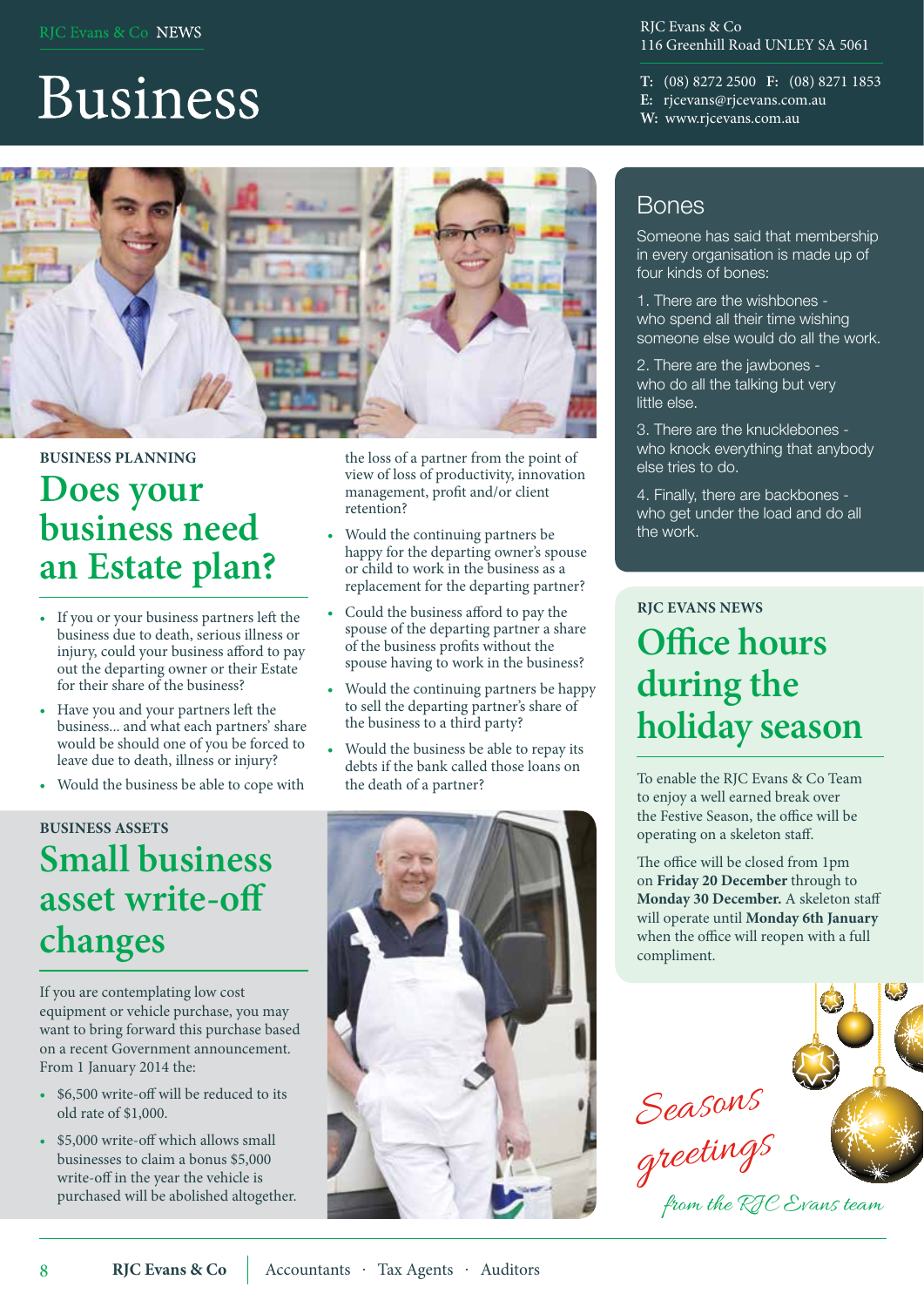RJC Evans & Co NEWS

# Business

RJC Evans & Co
116 Greenhill Road UNLEY SA 5061

T: (08) 8272 2500 F: (08) 8271 1853
E: rjcevans@rjcevans.com.au
W: www.rjcevans.com.au

BUSINESS PLANNING

## Does your business need an Estate plan?

- If you or your business partners left the business due to death, serious illness or injury, could your business afford to pay out the departing owner or their Estate for their share of the business?
- Have you and your partners left the business... and what each partners' share would be should one of you be forced to leave due to death, illness or injury?
- Would the business be able to cope with the loss of a partner from the point of view of loss of productivity, innovation management, profit and/or client retention?
- Would the continuing partners be happy for the departing owner's spouse or child to work in the business as a replacement for the departing partner?
- Could the business afford to pay the spouse of the departing partner a share of the business profits without the spouse having to work in the business?
- Would the continuing partners be happy to sell the departing partner's share of the business to a third party?
- Would the business be able to repay its debts if the bank called those loans on the death of a partner?

## Bones

Someone has said that membership in every organisation is made up of four kinds of bones:

1. There are the wishbones - who spend all their time wishing someone else would do all the work.
2. There are the jawbones - who do all the talking but very little else.
3. There are the knucklebones - who knock everything that anybody else tries to do.
4. Finally, there are backbones - who get under the load and do all the work.

BUSINESS ASSETS

## Small business asset write-off changes

If you are contemplating low cost equipment or vehicle purchase, you may want to bring forward this purchase based on a recent Government announcement. From 1 January 2014 the:

- $6,500 write-off will be reduced to its old rate of $1,000.
- $5,000 write-off which allows small businesses to claim a bonus $5,000 write-off in the year the vehicle is purchased will be abolished altogether.

RJC EVANS NEWS

## Office hours during the holiday season

To enable the RJC Evans & Co Team to enjoy a well earned break over the Festive Season, the office will be operating on a skeleton staff.

The office will be closed from 1pm on **Friday 20 December** through to **Monday 30 December.** A skeleton staff will operate until **Monday 6th January** when the office will reopen with a full compliment.

*Seasons greetings*

*from the RJC Evans team*

RJC Evans & Co | Accountants · Tax Agents · Auditors